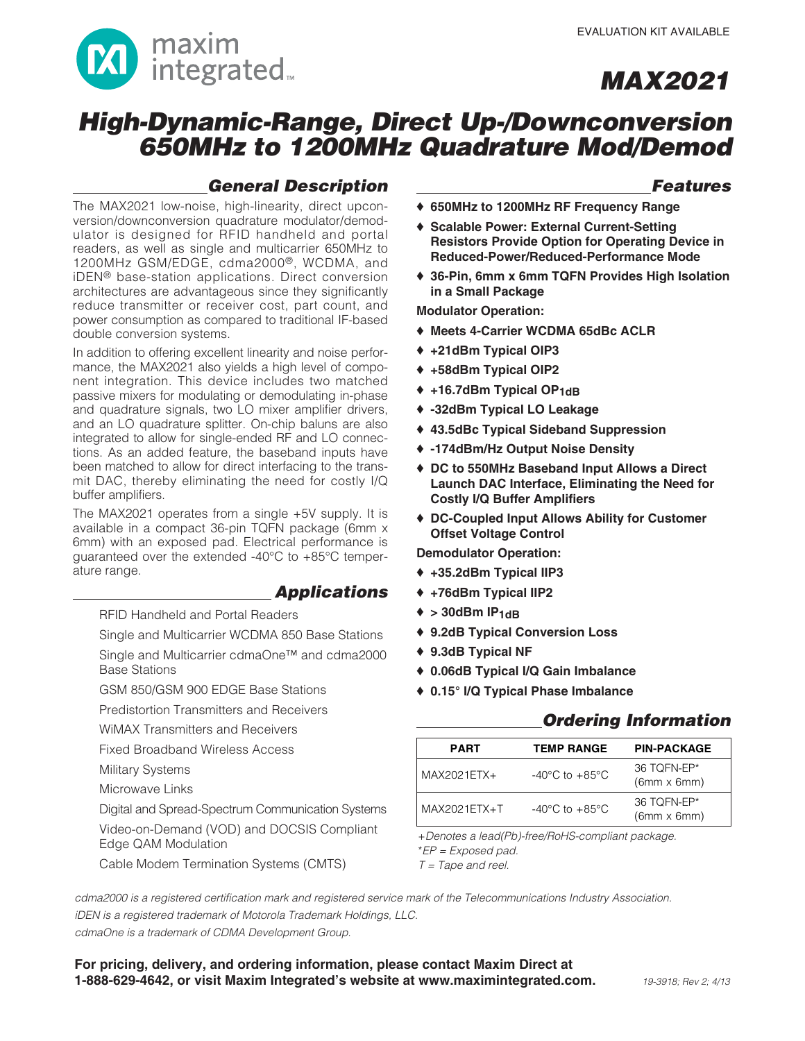EVALUATION KIT AVAILABLE

# MAX2021

# High-Dynamic-Range, Direct Up-/Downconversion 650MHz to 1200MHz Quadrature Mod/Demod

## General Description

The MAX2021 low-noise, high-linearity, direct upconversion/downconversion quadrature modulator/demodulator is designed for RFID handheld and portal readers, as well as single and multicarrier 650MHz to 1200MHz GSM/EDGE, cdma2000®, WCDMA, and iDEN® base-station applications. Direct conversion architectures are advantageous since they significantly reduce transmitter or receiver cost, part count, and power consumption as compared to traditional IF-based double conversion systems.

In addition to offering excellent linearity and noise performance, the MAX2021 also yields a high level of component integration. This device includes two matched passive mixers for modulating or demodulating in-phase and quadrature signals, two LO mixer amplifier drivers, and an LO quadrature splitter. On-chip baluns are also integrated to allow for single-ended RF and LO connections. As an added feature, the baseband inputs have been matched to allow for direct interfacing to the transmit DAC, thereby eliminating the need for costly I/Q buffer amplifiers.

The MAX2021 operates from a single +5V supply. It is available in a compact 36-pin TQFN package (6mm x 6mm) with an exposed pad. Electrical performance is guaranteed over the extended -40°C to +85°C temperature range.

## Applications

RFID Handheld and Portal Readers

Single and Multicarrier WCDMA 850 Base Stations

Single and Multicarrier cdmaOne™ and cdma2000 Base Stations

GSM 850/GSM 900 EDGE Base Stations

Predistortion Transmitters and Receivers

WiMAX Transmitters and Receivers

Fixed Broadband Wireless Access

Military Systems

Microwave Links

Digital and Spread-Spectrum Communication Systems

Video-on-Demand (VOD) and DOCSIS Compliant Edge QAM Modulation

Cable Modem Termination Systems (CMTS)

## Features

- **650MHz to 1200MHz RF Frequency Range**
- **Scalable Power: External Current-Setting Resistors Provide Option for Operating Device in Reduced-Power/Reduced-Performance Mode**
- **36-Pin, 6mm x 6mm TQFN Provides High Isolation in a Small Package**

**Modulator Operation:**

- **Meets 4-Carrier WCDMA 65dBc ACLR**
- **+21dBm Typical OIP3**
- **+58dBm Typical OIP2**
- **+16.7dBm Typical $OP_{1dB}$**
- **-32dBm Typical LO Leakage**
- **43.5dBc Typical Sideband Suppression**
- **-174dBm/Hz Output Noise Density**
- **DC to 550MHz Baseband Input Allows a Direct Launch DAC Interface, Eliminating the Need for Costly I/Q Buffer Amplifiers**
- **DC-Coupled Input Allows Ability for Customer Offset Voltage Control**

**Demodulator Operation:**

- **+35.2dBm Typical IIP3**
- **+76dBm Typical IIP2**
- **> 30dBm $IP_{1dB}$**
- **9.2dB Typical Conversion Loss**
- **9.3dB Typical NF**
- **0.06dB Typical I/Q Gain Imbalance**
- **0.15° I/Q Typical Phase Imbalance**

## Ordering Information

| PART | TEMP RANGE | PIN-PACKAGE |
|---|---|---|
| MAX2021ETX+ | -40°C to +85°C | 36 TQFN-EP* (6mm x 6mm) |
| MAX2021ETX+T | -40°C to +85°C | 36 TQFN-EP* (6mm x 6mm) |

*+Denotes a lead(Pb)-free/RoHS-compliant package.*
**EP = Exposed pad.*
*T = Tape and reel.*

*cdma2000 is a registered certification mark and registered service mark of the Telecommunications Industry Association.*
*iDEN is a registered trademark of Motorola Trademark Holdings, LLC.*
*cdmaOne is a trademark of CDMA Development Group.*

**For pricing, delivery, and ordering information, please contact Maxim Direct at 1-888-629-4642, or visit Maxim Integrated's website at www.maximintegrated.com.**

19-3918; Rev 2; 4/13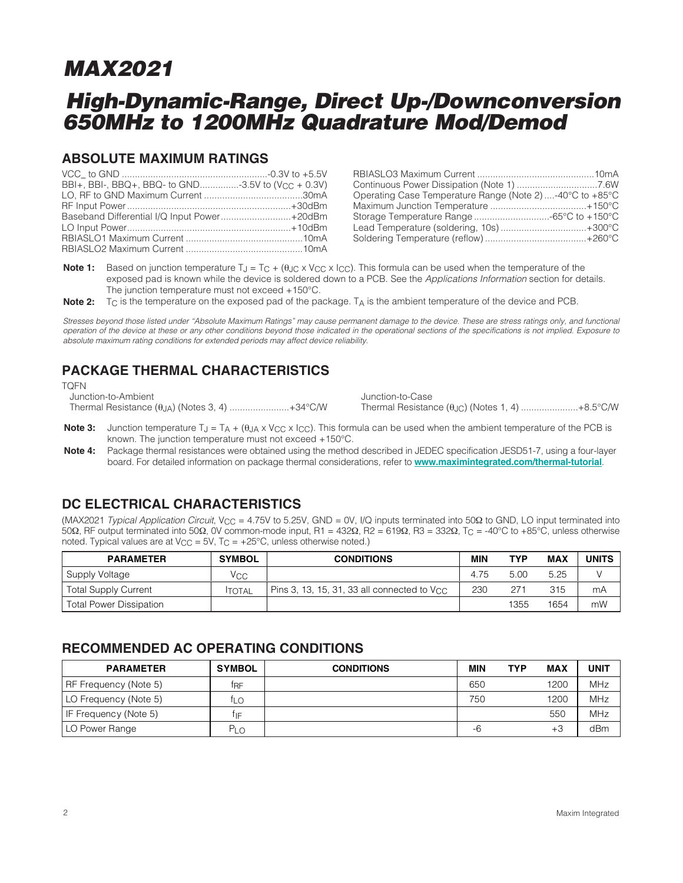# MAX2021

# High-Dynamic-Range, Direct Up-/Downconversion 650MHz to 1200MHz Quadrature Mod/Demod

## ABSOLUTE MAXIMUM RATINGS

VCC_ to GND ....................................................-0.3V to +5.5V
BBI+, BBI-, BBQ+, BBQ- to GND..............-3.5V to ($V_{CC}$ + 0.3V)
LO, RF to GND Maximum Current .....................................30mA
RF Input Power ..............................................................+30dBm
Baseband Differential I/Q Input Power..........................+20dBm
LO Input Power...............................................................+10dBm
RBIASLO1 Maximum Current ............................................10mA
RBIASLO2 Maximum Current ............................................10mA
RBIASLO3 Maximum Current ............................................10mA
Continuous Power Dissipation (Note 1) ..............................7.6W
Operating Case Temperature Range (Note 2) ....-40°C to +85°C
Maximum Junction Temperature .....................................+150°C
Storage Temperature Range .............................-65°C to +150°C
Lead Temperature (soldering, 10s) .................................+300°C
Soldering Temperature (reflow) .......................................+260°C

**Note 1:** Based on junction temperature $T_J = T_C + (\theta_{JC} \times V_{CC} \times I_{CC})$. This formula can be used when the temperature of the exposed pad is known while the device is soldered down to a PCB. See the *Applications Information* section for details. The junction temperature must not exceed +150°C.

**Note 2:** $T_C$ is the temperature on the exposed pad of the package. $T_A$ is the ambient temperature of the device and PCB.

*Stresses beyond those listed under "Absolute Maximum Ratings" may cause permanent damage to the device. These are stress ratings only, and functional operation of the device at these or any other conditions beyond those indicated in the operational sections of the specifications is not implied. Exposure to absolute maximum rating conditions for extended periods may affect device reliability.*

## PACKAGE THERMAL CHARACTERISTICS

TQFN
Junction-to-Ambient Thermal Resistance ($\theta_{JA}$) (Notes 3, 4) .......................+34°C/W
Junction-to-Case Thermal Resistance ($\theta_{JC}$) (Notes 1, 4) ......................+8.5°C/W

**Note 3:** Junction temperature $T_J = T_A + (\theta_{JA} \times V_{CC} \times I_{CC})$. This formula can be used when the ambient temperature of the PCB is known. The junction temperature must not exceed +150°C.

**Note 4:** Package thermal resistances were obtained using the method described in JEDEC specification JESD51-7, using a four-layer board. For detailed information on package thermal considerations, refer to **www.maximintegrated.com/thermal-tutorial**.

## DC ELECTRICAL CHARACTERISTICS

(MAX2021 *Typical Application Circuit*, $V_{CC}$ = 4.75V to 5.25V, GND = 0V, I/Q inputs terminated into 50Ω to GND, LO input terminated into 50Ω, RF output terminated into 50Ω, 0V common-mode input, R1 = 432Ω, R2 = 619Ω, R3 = 332Ω, $T_C$ = -40°C to +85°C, unless otherwise noted. Typical values are at $V_{CC}$ = 5V, $T_C$ = +25°C, unless otherwise noted.)

| PARAMETER | SYMBOL | CONDITIONS | MIN | TYP | MAX | UNITS |
|---|---|---|---|---|---|---|
| Supply Voltage | $V_{CC}$ | | 4.75 | 5.00 | 5.25 | V |
| Total Supply Current | $I_{TOTAL}$ | Pins 3, 13, 15, 31, 33 all connected to $V_{CC}$ | 230 | 271 | 315 | mA |
| Total Power Dissipation | | | | 1355 | 1654 | mW |

## RECOMMENDED AC OPERATING CONDITIONS

| PARAMETER | SYMBOL | CONDITIONS | MIN | TYP | MAX | UNIT |
|---|---|---|---|---|---|---|
| RF Frequency (Note 5) | $f_{RF}$ | | 650 | | 1200 | MHz |
| LO Frequency (Note 5) | $f_{LO}$ | | 750 | | 1200 | MHz |
| IF Frequency (Note 5) | $f_{IF}$ | | | | 550 | MHz |
| LO Power Range | $P_{LO}$ | | -6 | | +3 | dBm |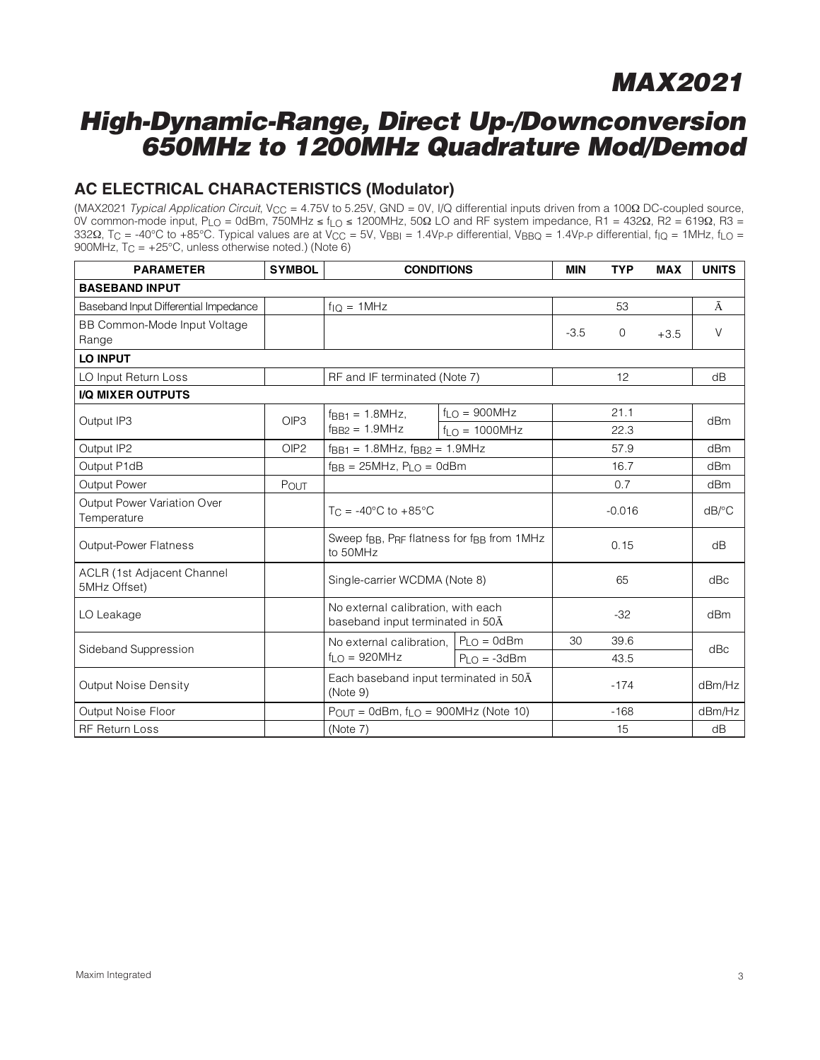# MAX2021

# High-Dynamic-Range, Direct Up-/Downconversion 650MHz to 1200MHz Quadrature Mod/Demod

## AC ELECTRICAL CHARACTERISTICS (Modulator)

(MAX2021 *Typical Application Circuit*, $V_{CC}$ = 4.75V to 5.25V, GND = 0V, I/Q differential inputs driven from a 100Ω DC-coupled source, 0V common-mode input, $P_{LO}$ = 0dBm, 750MHz ≤ $f_{LO}$ ≤ 1200MHz, 50Ω LO and RF system impedance, R1 = 432Ω, R2 = 619Ω, R3 = 332Ω, $T_C$ = -40°C to +85°C. Typical values are at $V_{CC}$ = 5V, $V_{BBI}$ = 1.4$V_{P-P}$ differential, $V_{BBQ}$ = 1.4$V_{P-P}$ differential, $f_{IQ}$ = 1MHz, $f_{LO}$ = 900MHz, $T_C$ = +25°C, unless otherwise noted.) (Note 6)

| PARAMETER | SYMBOL | CONDITIONS | | MIN | TYP | MAX | UNITS |
|---|---|---|---|---|---|---|---|
| **BASEBAND INPUT** | | | | | | | |
| Baseband Input Differential Impedance | | $f_{IQ}$ = 1MHz | | | 53 | | Ã |
| BB Common-Mode Input Voltage Range | | | | -3.5 | 0 | +3.5 | V |
| **LO INPUT** | | | | | | | |
| LO Input Return Loss | | RF and IF terminated (Note 7) | | | 12 | | dB |
| **I/Q MIXER OUTPUTS** | | | | | | | |
| Output IP3 | OIP3 | $f_{BB1}$ = 1.8MHz, $f_{BB2}$ = 1.9MHz | $f_{LO}$ = 900MHz | | 21.1 | | dBm |
| | | | $f_{LO}$ = 1000MHz | | 22.3 | | |
| Output IP2 | OIP2 | $f_{BB1}$ = 1.8MHz, $f_{BB2}$ = 1.9MHz | | | 57.9 | | dBm |
| Output P1dB | | $f_{BB}$ = 25MHz, $P_{LO}$ = 0dBm | | | 16.7 | | dBm |
| Output Power | $P_{OUT}$ | | | | 0.7 | | dBm |
| Output Power Variation Over Temperature | | $T_C$ = -40°C to +85°C | | | -0.016 | | dB/°C |
| Output-Power Flatness | | Sweep $f_{BB}$, $P_{RF}$ flatness for $f_{BB}$ from 1MHz to 50MHz | | | 0.15 | | dB |
| ACLR (1st Adjacent Channel 5MHz Offset) | | Single-carrier WCDMA (Note 8) | | | 65 | | dBc |
| LO Leakage | | No external calibration, with each baseband input terminated in 50Ã | | | -32 | | dBm |
| Sideband Suppression | | No external calibration, $f_{LO}$ = 920MHz | $P_{LO}$ = 0dBm | 30 | 39.6 | | dBc |
| | | | $P_{LO}$ = -3dBm | | 43.5 | | |
| Output Noise Density | | Each baseband input terminated in 50Ã (Note 9) | | | -174 | | dBm/Hz |
| Output Noise Floor | | $P_{OUT}$ = 0dBm, $f_{LO}$ = 900MHz (Note 10) | | | -168 | | dBm/Hz |
| RF Return Loss | | (Note 7) | | | 15 | | dB |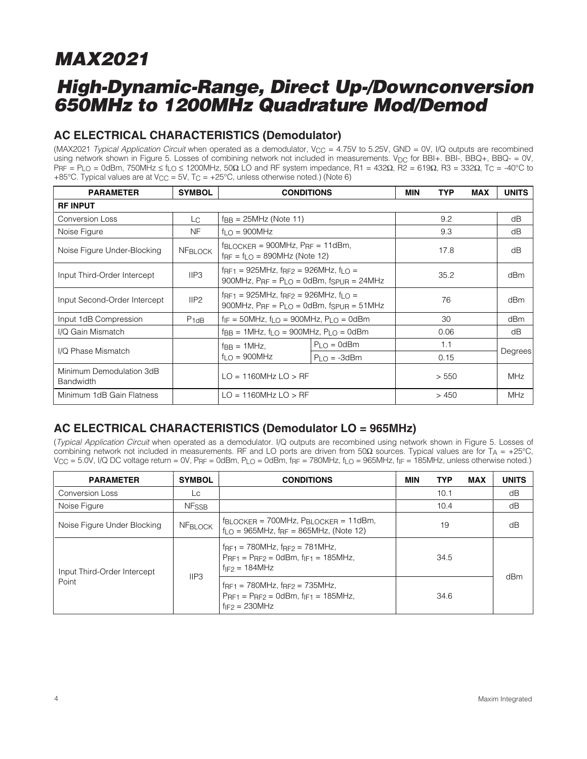# MAX2021

# High-Dynamic-Range, Direct Up-/Downconversion 650MHz to 1200MHz Quadrature Mod/Demod

## AC ELECTRICAL CHARACTERISTICS (Demodulator)

(MAX2021 *Typical Application Circuit* when operated as a demodulator, $V_{CC}$ = 4.75V to 5.25V, GND = 0V, I/Q outputs are recombined using network shown in Figure 5. Losses of combining network not included in measurements. $V_{DC}$ for BBI+. BBI-, BBQ+, BBQ- = 0V, $P_{RF}$ = $P_{LO}$ = 0dBm, 750MHz ≤ $f_{LO}$ ≤ 1200MHz, 50Ω LO and RF system impedance, R1 = 432Ω, R2 = 619Ω, R3 = 332Ω, $T_C$ = -40°C to +85°C. Typical values are at $V_{CC}$ = 5V, $T_C$ = +25°C, unless otherwise noted.) (Note 6)

| PARAMETER | SYMBOL | CONDITIONS | | MIN | TYP | MAX | UNITS |
|---|---|---|---|---|---|---|---|
| **RF INPUT** | | | | | | | |
| Conversion Loss | $L_C$ | $f_{BB}$ = 25MHz (Note 11) | | | 9.2 | | dB |
| Noise Figure | NF | $f_{LO}$ = 900MHz | | | 9.3 | | dB |
| Noise Figure Under-Blocking | $NF_{BLOCK}$ | $f_{BLOCKER}$ = 900MHz, $P_{RF}$ = 11dBm, $f_{RF}$ = $f_{LO}$ = 890MHz (Note 12) | | | 17.8 | | dB |
| Input Third-Order Intercept | IIP3 | $f_{RF1}$ = 925MHz, $f_{RF2}$ = 926MHz, $f_{LO}$ = 900MHz, $P_{RF}$ = $P_{LO}$ = 0dBm, $f_{SPUR}$ = 24MHz | | | 35.2 | | dBm |
| Input Second-Order Intercept | IIP2 | $f_{RF1}$ = 925MHz, $f_{RF2}$ = 926MHz, $f_{LO}$ = 900MHz, $P_{RF}$ = $P_{LO}$ = 0dBm, $f_{SPUR}$ = 51MHz | | | 76 | | dBm |
| Input 1dB Compression | $P_{1dB}$ | $f_{IF}$ = 50MHz, $f_{LO}$ = 900MHz, $P_{LO}$ = 0dBm | | | 30 | | dBm |
| I/Q Gain Mismatch | | $f_{BB}$ = 1MHz, $f_{LO}$ = 900MHz, $P_{LO}$ = 0dBm | | | 0.06 | | dB |
| I/Q Phase Mismatch | | $f_{BB}$ = 1MHz, $f_{LO}$ = 900MHz | $P_{LO}$ = 0dBm | | 1.1 | | Degrees |
| | | | $P_{LO}$ = -3dBm | | 0.15 | | |
| Minimum Demodulation 3dB Bandwidth | | LO = 1160MHz LO > RF | | | > 550 | | MHz |
| Minimum 1dB Gain Flatness | | LO = 1160MHz LO > RF | | | > 450 | | MHz |

## AC ELECTRICAL CHARACTERISTICS (Demodulator LO = 965MHz)

(*Typical Application Circuit* when operated as a demodulator. I/Q outputs are recombined using network shown in Figure 5. Losses of combining network not included in measurements. RF and LO ports are driven from 50Ω sources. Typical values are for $T_A$ = +25°C, $V_{CC}$ = 5.0V, I/Q DC voltage return = 0V, $P_{RF}$ = 0dBm, $P_{LO}$ = 0dBm, $f_{RF}$ = 780MHz, $f_{LO}$ = 965MHz, $f_{IF}$ = 185MHz, unless otherwise noted.)

| PARAMETER | SYMBOL | CONDITIONS | MIN | TYP | MAX | UNITS |
|---|---|---|---|---|---|---|
| Conversion Loss | Lc | | | 10.1 | | dB |
| Noise Figure | $NF_{SSB}$ | | | 10.4 | | dB |
| Noise Figure Under Blocking | $NF_{BLOCK}$ | $f_{BLOCKER}$ = 700MHz, $P_{BLOCKER}$ = 11dBm, $f_{LO}$ = 965MHz, $f_{RF}$ = 865MHz, (Note 12) | | 19 | | dB |
| Input Third-Order Intercept Point | IIP3 | $f_{RF1}$ = 780MHz, $f_{RF2}$ = 781MHz, $P_{RF1}$ = $P_{RF2}$ = 0dBm, $f_{IF1}$ = 185MHz, $f_{IF2}$ = 184MHz | | 34.5 | | dBm |
| | | $f_{RF1}$ = 780MHz, $f_{RF2}$ = 735MHz, $P_{RF1}$ = $P_{RF2}$ = 0dBm, $f_{IF1}$ = 185MHz, $f_{IF2}$ = 230MHz | | 34.6 | | |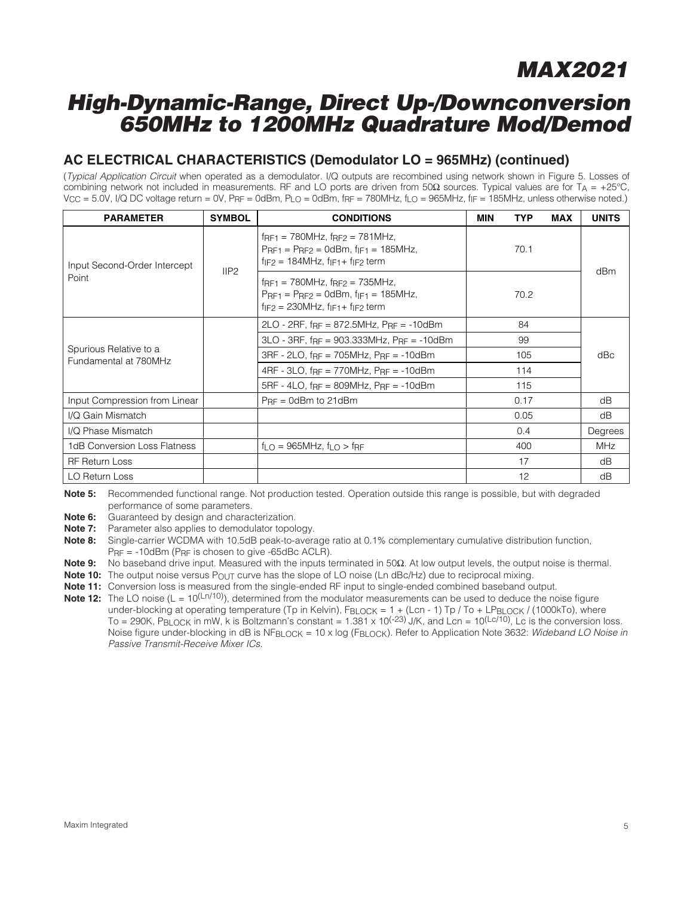# MAX2021

## High-Dynamic-Range, Direct Up-/Downconversion 650MHz to 1200MHz Quadrature Mod/Demod

### AC ELECTRICAL CHARACTERISTICS (Demodulator LO = 965MHz) (continued)

(*Typical Application Circuit* when operated as a demodulator. I/Q outputs are recombined using network shown in Figure 5. Losses of combining network not included in measurements. RF and LO ports are driven from 50Ω sources. Typical values are for $T_A$ = +25°C, $V_{CC}$ = 5.0V, I/Q DC voltage return = 0V, $P_{RF}$ = 0dBm, $P_{LO}$ = 0dBm, $f_{RF}$ = 780MHz, $f_{LO}$ = 965MHz, $f_{IF}$ = 185MHz, unless otherwise noted.)

| PARAMETER | SYMBOL | CONDITIONS | MIN | TYP | MAX | UNITS |
|---|---|---|---|---|---|---|
| Input Second-Order Intercept Point | IIP2 | $f_{RF1}$ = 780MHz, $f_{RF2}$ = 781MHz, $P_{RF1}$ = $P_{RF2}$ = 0dBm, $f_{IF1}$ = 185MHz, $f_{IF2}$ = 184MHz, $f_{IF1}$ + $f_{IF2}$ term | | 70.1 | | dBm |
| | | $f_{RF1}$ = 780MHz, $f_{RF2}$ = 735MHz, $P_{RF1}$ = $P_{RF2}$ = 0dBm, $f_{IF1}$ = 185MHz, $f_{IF2}$ = 230MHz, $f_{IF1}$ + $f_{IF2}$ term | | 70.2 | | |
| Spurious Relative to a Fundamental at 780MHz | | 2LO - 2RF, $f_{RF}$ = 872.5MHz, $P_{RF}$ = -10dBm | | 84 | | dBc |
| | | 3LO - 3RF, $f_{RF}$ = 903.333MHz, $P_{RF}$ = -10dBm | | 99 | | |
| | | 3RF - 2LO, $f_{RF}$ = 705MHz, $P_{RF}$ = -10dBm | | 105 | | |
| | | 4RF - 3LO, $f_{RF}$ = 770MHz, $P_{RF}$ = -10dBm | | 114 | | |
| | | 5RF - 4LO, $f_{RF}$ = 809MHz, $P_{RF}$ = -10dBm | | 115 | | |
| Input Compression from Linear | | $P_{RF}$ = 0dBm to 21dBm | | 0.17 | | dB |
| I/Q Gain Mismatch | | | | 0.05 | | dB |
| I/Q Phase Mismatch | | | | 0.4 | | Degrees |
| 1dB Conversion Loss Flatness | | $f_{LO}$ = 965MHz, $f_{LO}$ > $f_{RF}$ | | 400 | | MHz |
| RF Return Loss | | | | 17 | | dB |
| LO Return Loss | | | | 12 | | dB |

**Note 5:** Recommended functional range. Not production tested. Operation outside this range is possible, but with degraded performance of some parameters.

**Note 6:** Guaranteed by design and characterization.

**Note 7:** Parameter also applies to demodulator topology.

**Note 8:** Single-carrier WCDMA with 10.5dB peak-to-average ratio at 0.1% complementary cumulative distribution function, $P_{RF}$ = -10dBm ($P_{RF}$ is chosen to give -65dBc ACLR).

**Note 9:** No baseband drive input. Measured with the inputs terminated in 50Ω. At low output levels, the output noise is thermal.

**Note 10:** The output noise versus $P_{OUT}$ curve has the slope of LO noise (Ln dBc/Hz) due to reciprocal mixing.

**Note 11:** Conversion loss is measured from the single-ended RF input to single-ended combined baseband output.

**Note 12:** The LO noise ($L = 10^{(Ln/10)}$), determined from the modulator measurements can be used to deduce the noise figure under-blocking at operating temperature (Tp in Kelvin), $F_{BLOCK} = 1 + (Lcn - 1) Tp / To + LP_{BLOCK} / (1000kTo)$, where To = 290K, $P_{BLOCK}$ in mW, k is Boltzmann's constant = $1.381 \times 10^{(-23)}$ J/K, and $Lcn = 10^{(Lc/10)}$, Lc is the conversion loss. Noise figure under-blocking in dB is $NF_{BLOCK} = 10 \times \log(F_{BLOCK})$. Refer to Application Note 3632: *Wideband LO Noise in Passive Transmit-Receive Mixer ICs*.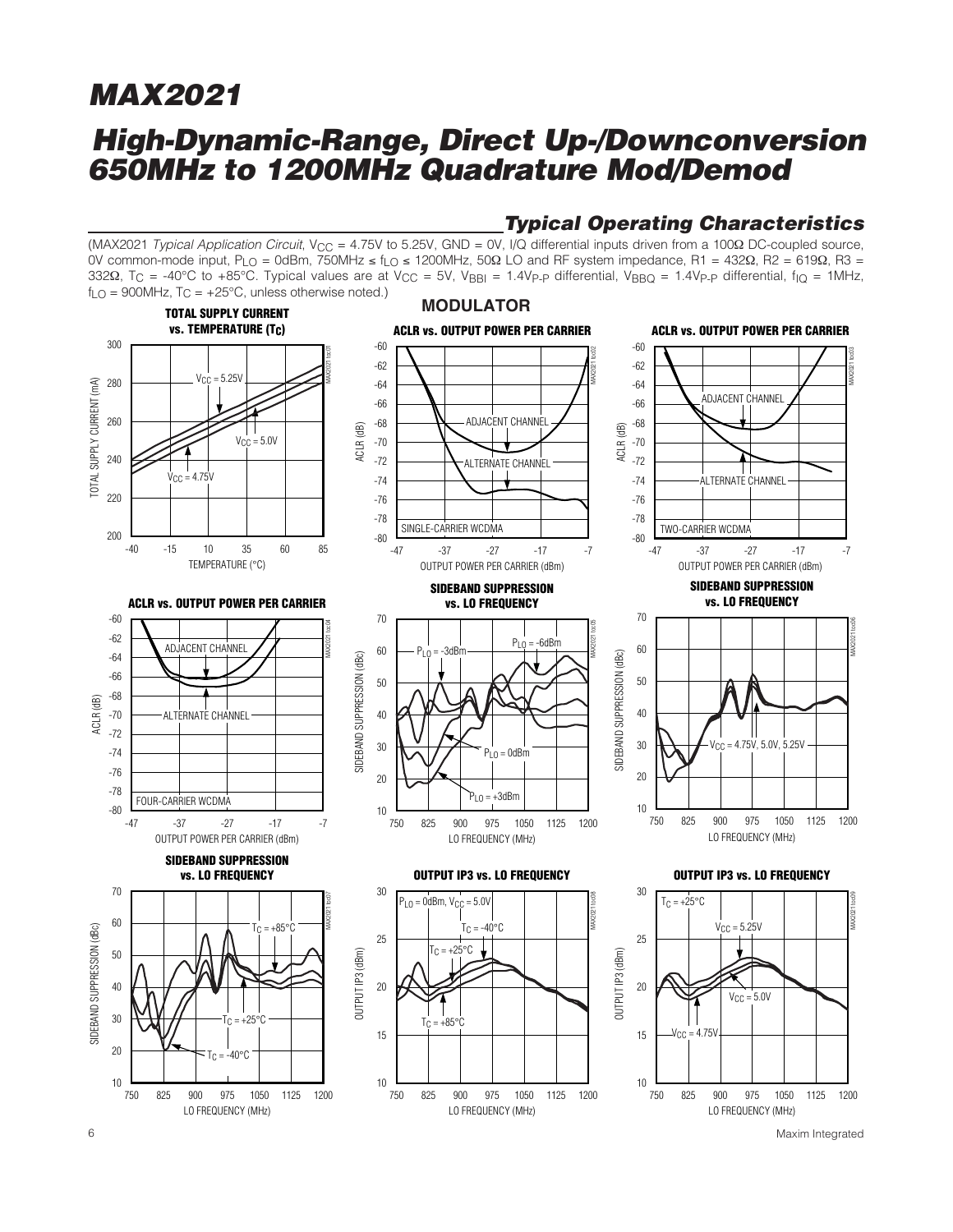## Typical Operating Characteristics

(MAX2021 *Typical Application Circuit*, $V_{CC}$ = 4.75V to 5.25V, GND = 0V, I/Q differential inputs driven from a 100Ω DC-coupled source, 0V common-mode input, $P_{LO}$ = 0dBm, 750MHz ≤ $f_{LO}$ ≤ 1200MHz, 50Ω LO and RF system impedance, R1 = 432Ω, R2 = 619Ω, R3 = 332Ω, $T_C$ = -40°C to +85°C. Typical values are at $V_{CC}$ = 5V, $V_{BBI}$ = 1.4$V_{P-P}$ differential, $V_{BBQ}$ = 1.4$V_{P-P}$ differential, $f_{IQ}$ = 1MHz, $f_{LO}$ = 900MHz, $T_C$ = +25°C, unless otherwise noted.)

### MODULATOR

**TOTAL SUPPLY CURRENT vs. TEMPERATURE ($T_C$)**

**ACLR vs. OUTPUT POWER PER CARRIER** (SINGLE-CARRIER WCDMA)

**ACLR vs. OUTPUT POWER PER CARRIER** (TWO-CARRIER WCDMA)

**ACLR vs. OUTPUT POWER PER CARRIER** (FOUR-CARRIER WCDMA)

**SIDEBAND SUPPRESSION vs. LO FREQUENCY**

**SIDEBAND SUPPRESSION vs. LO FREQUENCY**

**SIDEBAND SUPPRESSION vs. LO FREQUENCY**

**OUTPUT IP3 vs. LO FREQUENCY**

**OUTPUT IP3 vs. LO FREQUENCY**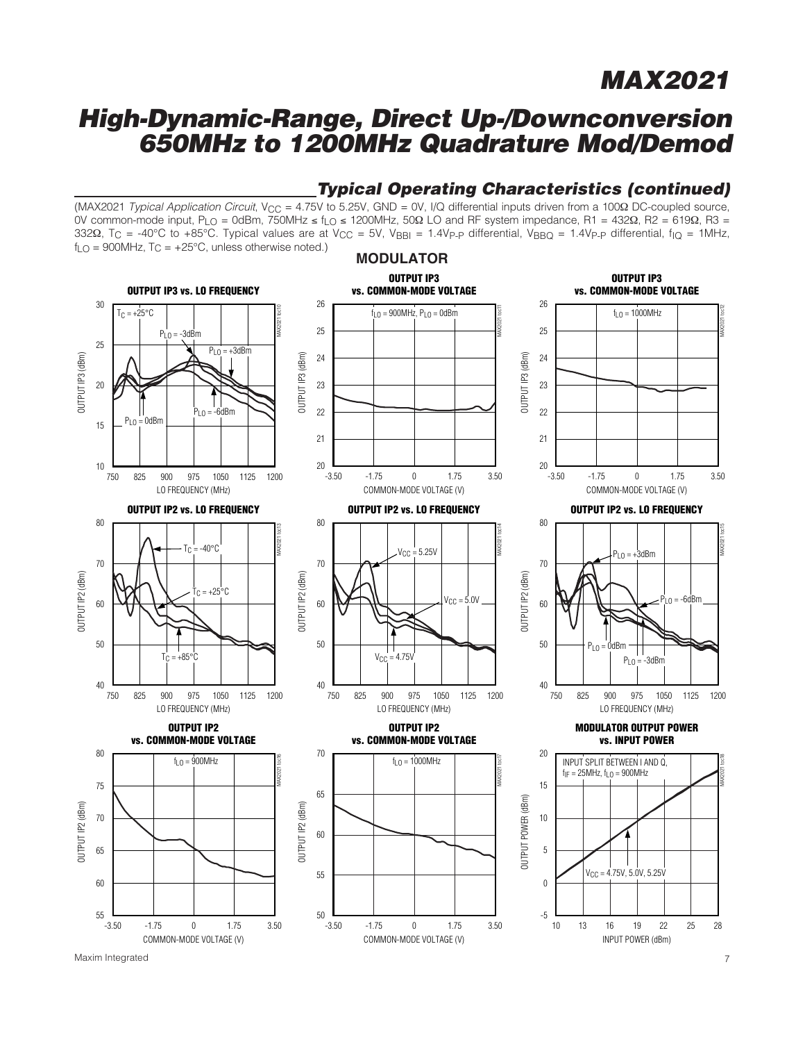## Typical Operating Characteristics (continued)

(MAX2021 *Typical Application Circuit*, $V_{CC}$ = 4.75V to 5.25V, GND = 0V, I/Q differential inputs driven from a 100Ω DC-coupled source, 0V common-mode input, $P_{LO}$ = 0dBm, 750MHz ≤ $f_{LO}$ ≤ 1200MHz, 50Ω LO and RF system impedance, R1 = 432Ω, R2 = 619Ω, R3 = 332Ω, $T_C$ = -40°C to +85°C. Typical values are at $V_{CC}$ = 5V, $V_{BBI}$ = 1.4$V_{P-P}$ differential, $V_{BBQ}$ = 1.4$V_{P-P}$ differential, $f_{IQ}$ = 1MHz, $f_{LO}$ = 900MHz, $T_C$ = +25°C, unless otherwise noted.)

### MODULATOR

**OUTPUT IP3 vs. LO FREQUENCY**

**OUTPUT IP3 vs. COMMON-MODE VOLTAGE** ($f_{LO}$ = 900MHz, $P_{LO}$ = 0dBm)

**OUTPUT IP3 vs. COMMON-MODE VOLTAGE** ($f_{LO}$ = 1000MHz)

**OUTPUT IP2 vs. LO FREQUENCY**

**OUTPUT IP2 vs. LO FREQUENCY**

**OUTPUT IP2 vs. LO FREQUENCY**

**OUTPUT IP2 vs. COMMON-MODE VOLTAGE** ($f_{LO}$ = 900MHz)

**OUTPUT IP2 vs. COMMON-MODE VOLTAGE** ($f_{LO}$ = 1000MHz)

**MODULATOR OUTPUT POWER vs. INPUT POWER** (INPUT SPLIT BETWEEN I AND Q, $f_{IF}$ = 25MHz, $f_{LO}$ = 900MHz)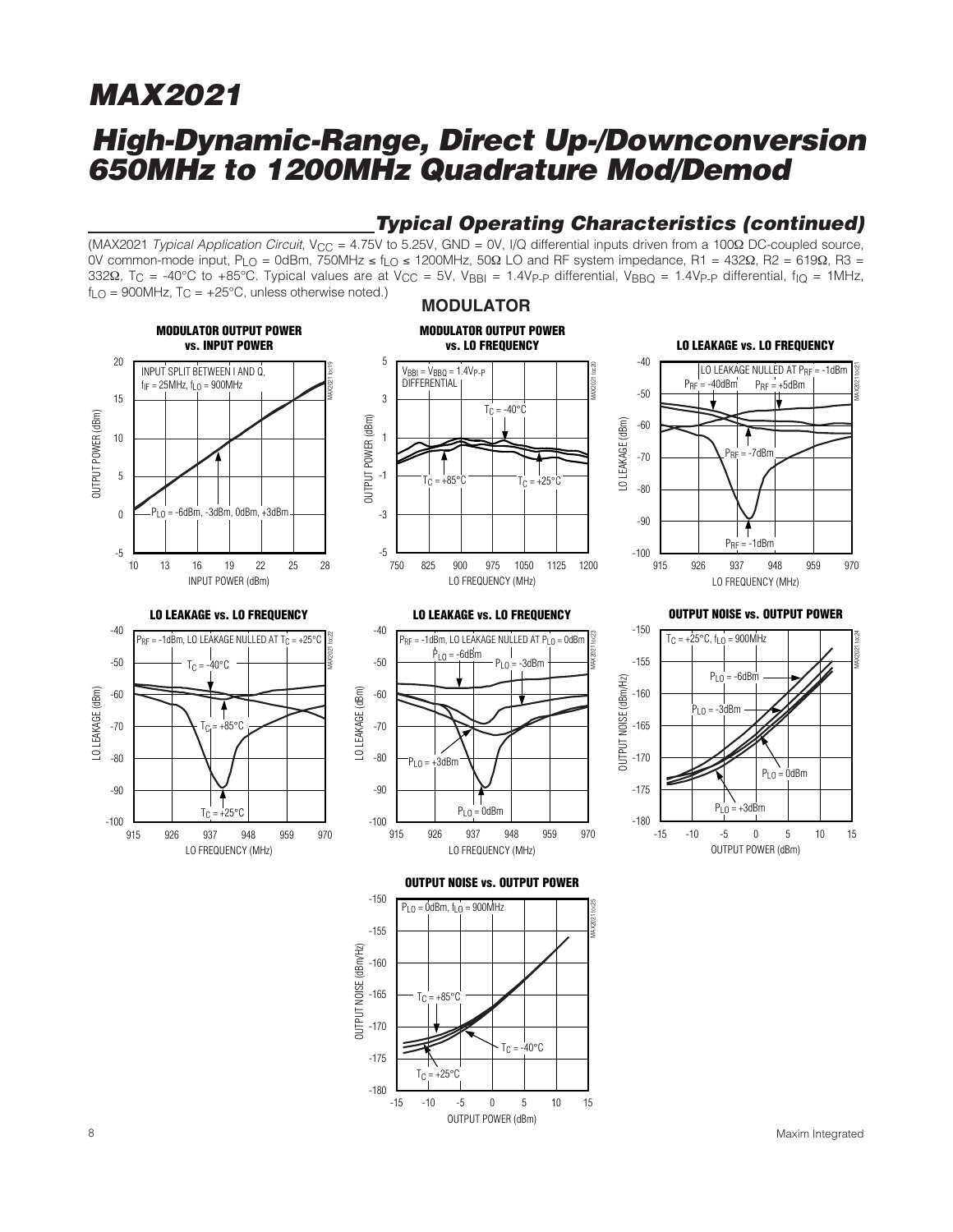## Typical Operating Characteristics (continued)

(MAX2021 *Typical Application Circuit*, $V_{CC}$ = 4.75V to 5.25V, GND = 0V, I/Q differential inputs driven from a 100Ω DC-coupled source, 0V common-mode input, $P_{LO}$ = 0dBm, 750MHz ≤ $f_{LO}$ ≤ 1200MHz, 50Ω LO and RF system impedance, R1 = 432Ω, R2 = 619Ω, R3 = 332Ω, $T_C$ = -40°C to +85°C. Typical values are at $V_{CC}$ = 5V, $V_{BBI}$ = 1.4$V_{P-P}$ differential, $V_{BBQ}$ = 1.4$V_{P-P}$ differential, $f_{IQ}$ = 1MHz, $f_{LO}$ = 900MHz, $T_C$ = +25°C, unless otherwise noted.)

### MODULATOR

**MODULATOR OUTPUT POWER vs. INPUT POWER**

INPUT SPLIT BETWEEN I AND Q, $f_{IF}$ = 25MHz, $f_{LO}$ = 900MHz

$P_{LO}$ = -6dBm, -3dBm, 0dBm, +3dBm

OUTPUT POWER (dBm) vs. INPUT POWER (dBm)

**MODULATOR OUTPUT POWER vs. LO FREQUENCY**

$V_{BBI}$ = $V_{BBQ}$ = 1.4$V_{P-P}$ DIFFERENTIAL

$T_C$ = -40°C, $T_C$ = +85°C, $T_C$ = +25°C

OUTPUT POWER (dBm) vs. LO FREQUENCY (MHz)

**LO LEAKAGE vs. LO FREQUENCY**

LO LEAKAGE NULLED AT $P_{RF}$ = -1dBm

$P_{RF}$ = -40dBm, $P_{RF}$ = +5dBm, $P_{RF}$ = -7dBm, $P_{RF}$ = -1dBm

LO LEAKAGE (dBm) vs. LO FREQUENCY (MHz)

**LO LEAKAGE vs. LO FREQUENCY**

$P_{RF}$ = -1dBm, LO LEAKAGE NULLED AT $T_C$ = +25°C

$T_C$ = -40°C, $T_C$ = +85°C, $T_C$ = +25°C

LO LEAKAGE (dBm) vs. LO FREQUENCY (MHz)

**LO LEAKAGE vs. LO FREQUENCY**

$P_{RF}$ = -1dBm, LO LEAKAGE NULLED AT $P_{LO}$ = 0dBm

$P_{LO}$ = -6dBm, $P_{LO}$ = -3dBm, $P_{LO}$ = +3dBm, $P_{LO}$ = 0dBm

LO LEAKAGE (dBm) vs. LO FREQUENCY (MHz)

**OUTPUT NOISE vs. OUTPUT POWER**

$T_C$ = +25°C, $f_{LO}$ = 900MHz

$P_{LO}$ = -6dBm, $P_{LO}$ = -3dBm, $P_{LO}$ = 0dBm, $P_{LO}$ = +3dBm

OUTPUT NOISE (dBm/Hz) vs. OUTPUT POWER (dBm)

**OUTPUT NOISE vs. OUTPUT POWER**

$P_{LO}$ = 0dBm, $f_{LO}$ = 900MHz

$T_C$ = +85°C, $T_C$ = -40°C, $T_C$ = +25°C

OUTPUT NOISE (dBm/Hz) vs. OUTPUT POWER (dBm)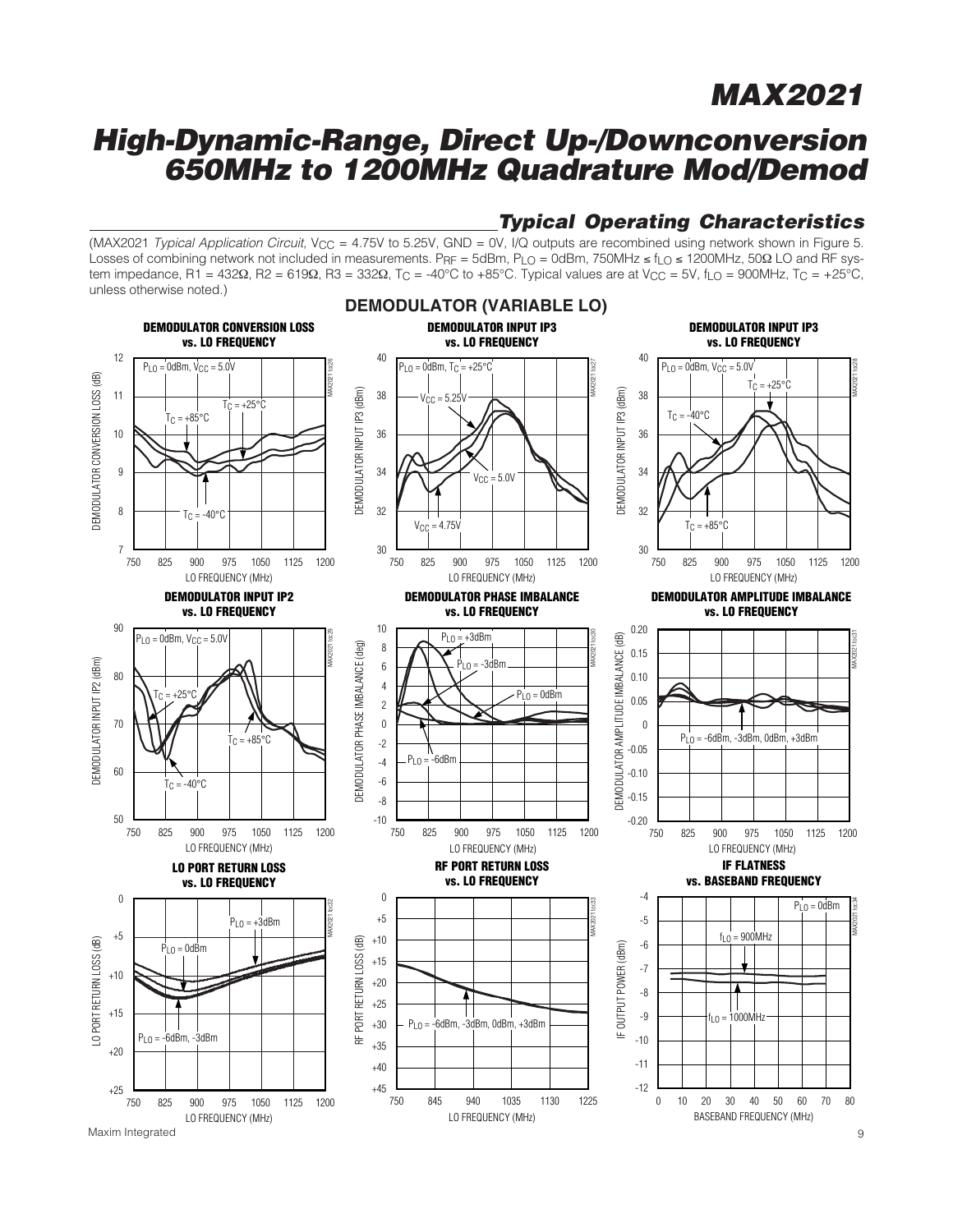## Typical Operating Characteristics

(MAX2021 *Typical Application Circuit*, $V_{CC}$ = 4.75V to 5.25V, GND = 0V, I/Q outputs are recombined using network shown in Figure 5. Losses of combining network not included in measurements. $P_{RF}$ = 5dBm, $P_{LO}$ = 0dBm, 750MHz ≤ $f_{LO}$ ≤ 1200MHz, 50Ω LO and RF system impedance, R1 = 432Ω, R2 = 619Ω, R3 = 332Ω, $T_C$ = -40°C to +85°C. Typical values are at $V_{CC}$ = 5V, $f_{LO}$ = 900MHz, $T_C$ = +25°C, unless otherwise noted.)

### DEMODULATOR (VARIABLE LO)

**DEMODULATOR CONVERSION LOSS vs. LO FREQUENCY**

**DEMODULATOR INPUT IP3 vs. LO FREQUENCY**

**DEMODULATOR INPUT IP3 vs. LO FREQUENCY**

**DEMODULATOR INPUT IP2 vs. LO FREQUENCY**

**DEMODULATOR PHASE IMBALANCE vs. LO FREQUENCY**

**DEMODULATOR AMPLITUDE IMBALANCE vs. LO FREQUENCY**

**LO PORT RETURN LOSS vs. LO FREQUENCY**

**RF PORT RETURN LOSS vs. LO FREQUENCY**

**IF FLATNESS vs. BASEBAND FREQUENCY**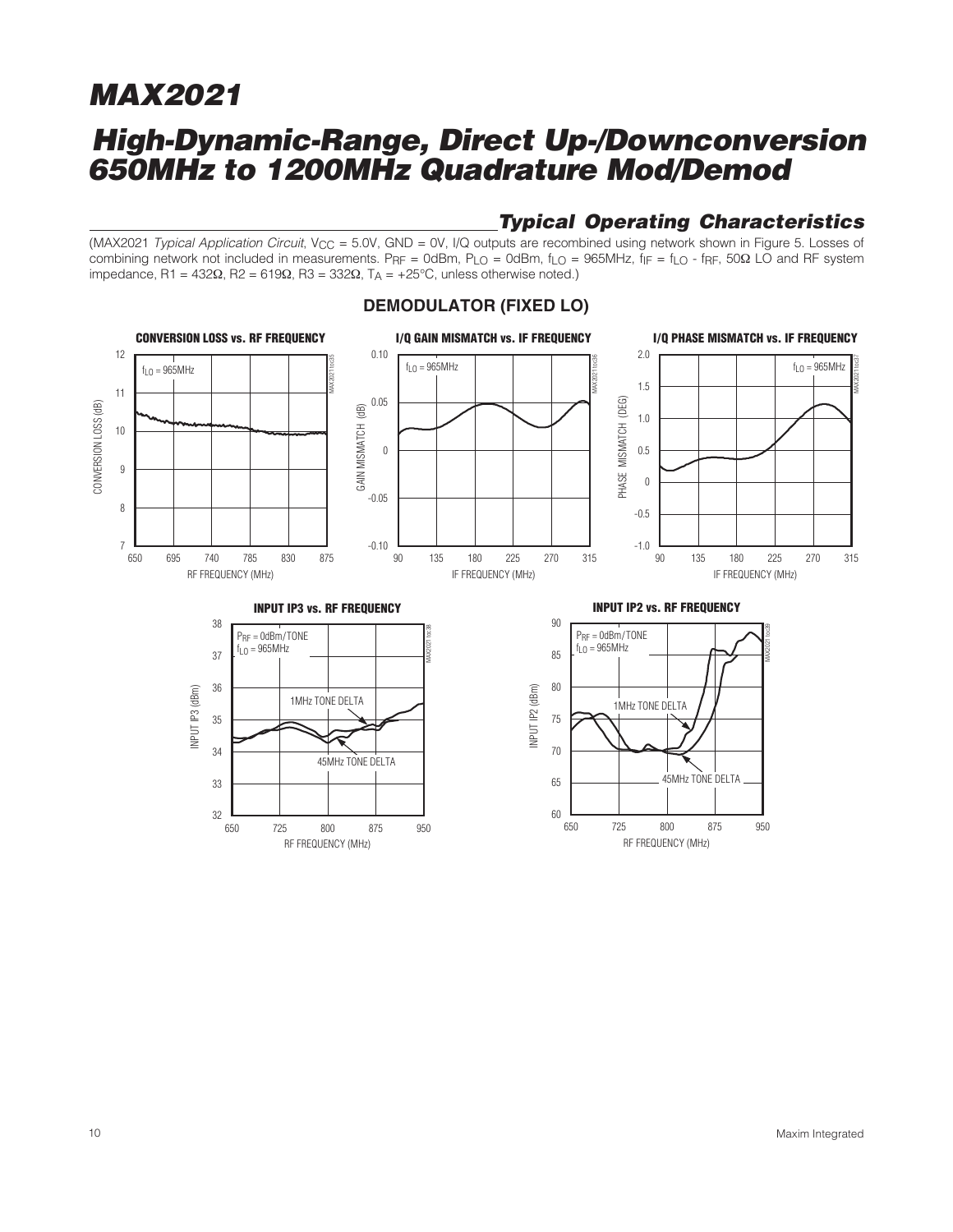## Typical Operating Characteristics

(MAX2021 *Typical Application Circuit*, $V_{CC}$ = 5.0V, GND = 0V, I/Q outputs are recombined using network shown in Figure 5. Losses of combining network not included in measurements. $P_{RF}$ = 0dBm, $P_{LO}$ = 0dBm, $f_{LO}$ = 965MHz, $f_{IF} = f_{LO} - f_{RF}$, 50Ω LO and RF system impedance, R1 = 432Ω, R2 = 619Ω, R3 = 332Ω, $T_A$ = +25°C, unless otherwise noted.)

### DEMODULATOR (FIXED LO)

**CONVERSION LOSS vs. RF FREQUENCY**

**I/Q GAIN MISMATCH vs. IF FREQUENCY**

**I/Q PHASE MISMATCH vs. IF FREQUENCY**

**INPUT IP3 vs. RF FREQUENCY**

**INPUT IP2 vs. RF FREQUENCY**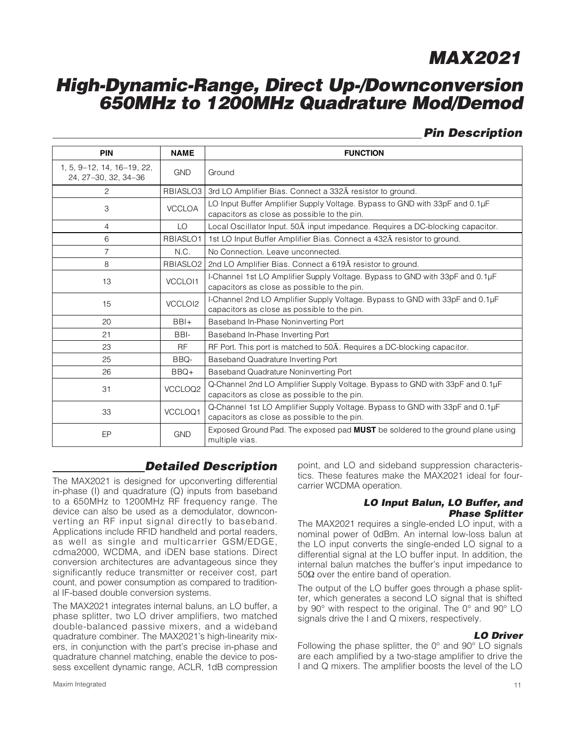# MAX2021

# High-Dynamic-Range, Direct Up-/Downconversion 650MHz to 1200MHz Quadrature Mod/Demod

## Pin Description

| PIN | NAME | FUNCTION |
|---|---|---|
| 1, 5, 9–12, 14, 16–19, 22, 24, 27–30, 32, 34–36 | GND | Ground |
| 2 | RBIASLO3 | 3rd LO Amplifier Bias. Connect a 332Ã resistor to ground. |
| 3 | VCCLOA | LO Input Buffer Amplifier Supply Voltage. Bypass to GND with 33pF and 0.1µF capacitors as close as possible to the pin. |
| 4 | LO | Local Oscillator Input. 50Ã input impedance. Requires a DC-blocking capacitor. |
| 6 | RBIASLO1 | 1st LO Input Buffer Amplifier Bias. Connect a 432Ã resistor to ground. |
| 7 | N.C. | No Connection. Leave unconnected. |
| 8 | RBIASLO2 | 2nd LO Amplifier Bias. Connect a 619Ã resistor to ground. |
| 13 | VCCLOI1 | I-Channel 1st LO Amplifier Supply Voltage. Bypass to GND with 33pF and 0.1µF capacitors as close as possible to the pin. |
| 15 | VCCLOI2 | I-Channel 2nd LO Amplifier Supply Voltage. Bypass to GND with 33pF and 0.1µF capacitors as close as possible to the pin. |
| 20 | BBI+ | Baseband In-Phase Noninverting Port |
| 21 | BBI- | Baseband In-Phase Inverting Port |
| 23 | RF | RF Port. This port is matched to 50Ã. Requires a DC-blocking capacitor. |
| 25 | BBQ- | Baseband Quadrature Inverting Port |
| 26 | BBQ+ | Baseband Quadrature Noninverting Port |
| 31 | VCCLOQ2 | Q-Channel 2nd LO Amplifier Supply Voltage. Bypass to GND with 33pF and 0.1µF capacitors as close as possible to the pin. |
| 33 | VCCLOQ1 | Q-Channel 1st LO Amplifier Supply Voltage. Bypass to GND with 33pF and 0.1µF capacitors as close as possible to the pin. |
| EP | GND | Exposed Ground Pad. The exposed pad **MUST** be soldered to the ground plane using multiple vias. |

## Detailed Description

The MAX2021 is designed for upconverting differential in-phase (I) and quadrature (Q) inputs from baseband to a 650MHz to 1200MHz RF frequency range. The device can also be used as a demodulator, downconverting an RF input signal directly to baseband. Applications include RFID handheld and portal readers, as well as single and multicarrier GSM/EDGE, cdma2000, WCDMA, and iDEN base stations. Direct conversion architectures are advantageous since they significantly reduce transmitter or receiver cost, part count, and power consumption as compared to traditional IF-based double conversion systems.

The MAX2021 integrates internal baluns, an LO buffer, a phase splitter, two LO driver amplifiers, two matched double-balanced passive mixers, and a wideband quadrature combiner. The MAX2021's high-linearity mixers, in conjunction with the part's precise in-phase and quadrature channel matching, enable the device to possess excellent dynamic range, ACLR, 1dB compression point, and LO and sideband suppression characteristics. These features make the MAX2021 ideal for four-carrier WCDMA operation.

### LO Input Balun, LO Buffer, and Phase Splitter

The MAX2021 requires a single-ended LO input, with a nominal power of 0dBm. An internal low-loss balun at the LO input converts the single-ended LO signal to a differential signal at the LO buffer input. In addition, the internal balun matches the buffer's input impedance to 50Ω over the entire band of operation.

The output of the LO buffer goes through a phase splitter, which generates a second LO signal that is shifted by 90° with respect to the original. The 0° and 90° LO signals drive the I and Q mixers, respectively.

### LO Driver

Following the phase splitter, the 0° and 90° LO signals are each amplified by a two-stage amplifier to drive the I and Q mixers. The amplifier boosts the level of the LO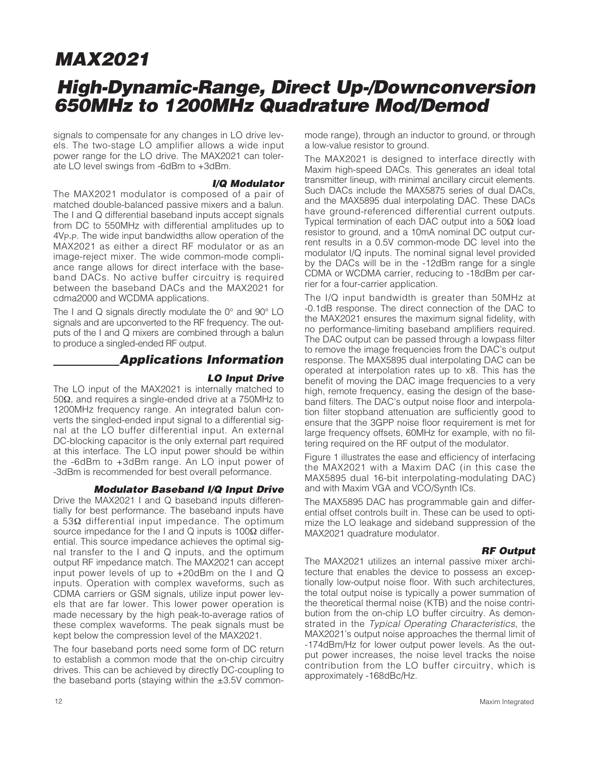signals to compensate for any changes in LO drive levels. The two-stage LO amplifier allows a wide input power range for the LO drive. The MAX2021 can tolerate LO level swings from -6dBm to +3dBm.

### I/Q Modulator

The MAX2021 modulator is composed of a pair of matched double-balanced passive mixers and a balun. The I and Q differential baseband inputs accept signals from DC to 550MHz with differential amplitudes up to $4V_{P-P}$. The wide input bandwidths allow operation of the MAX2021 as either a direct RF modulator or as an image-reject mixer. The wide common-mode compliance range allows for direct interface with the baseband DACs. No active buffer circuitry is required between the baseband DACs and the MAX2021 for cdma2000 and WCDMA applications.

The I and Q signals directly modulate the 0° and 90° LO signals and are upconverted to the RF frequency. The outputs of the I and Q mixers are combined through a balun to produce a single-ended RF output.

## Applications Information

### LO Input Drive

The LO input of the MAX2021 is internally matched to 50Ω, and requires a single-ended drive at a 750MHz to 1200MHz frequency range. An integrated balun converts the singled-ended input signal to a differential signal at the LO buffer differential input. An external DC-blocking capacitor is the only external part required at this interface. The LO input power should be within the -6dBm to +3dBm range. An LO input power of -3dBm is recommended for best overall peformance.

### Modulator Baseband I/Q Input Drive

Drive the MAX2021 I and Q baseband inputs differentially for best performance. The baseband inputs have a 53Ω differential input impedance. The optimum source impedance for the I and Q inputs is 100Ω differential. This source impedance achieves the optimal signal transfer to the I and Q inputs, and the optimum output RF impedance match. The MAX2021 can accept input power levels of up to +20dBm on the I and Q inputs. Operation with complex waveforms, such as CDMA carriers or GSM signals, utilize input power levels that are far lower. This lower power operation is made necessary by the high peak-to-average ratios of these complex waveforms. The peak signals must be kept below the compression level of the MAX2021.

The four baseband ports need some form of DC return to establish a common mode that the on-chip circuitry drives. This can be achieved by directly DC-coupling to the baseband ports (staying within the ±3.5V common-mode range), through an inductor to ground, or through a low-value resistor to ground.

The MAX2021 is designed to interface directly with Maxim high-speed DACs. This generates an ideal total transmitter lineup, with minimal ancillary circuit elements. Such DACs include the MAX5875 series of dual DACs, and the MAX5895 dual interpolating DAC. These DACs have ground-referenced differential current outputs. Typical termination of each DAC output into a 50Ω load resistor to ground, and a 10mA nominal DC output current results in a 0.5V common-mode DC level into the modulator I/Q inputs. The nominal signal level provided by the DACs will be in the -12dBm range for a single CDMA or WCDMA carrier, reducing to -18dBm per carrier for a four-carrier application.

The I/Q input bandwidth is greater than 50MHz at -0.1dB response. The direct connection of the DAC to the MAX2021 ensures the maximum signal fidelity, with no performance-limiting baseband amplifiers required. The DAC output can be passed through a lowpass filter to remove the image frequencies from the DAC's output response. The MAX5895 dual interpolating DAC can be operated at interpolation rates up to x8. This has the benefit of moving the DAC image frequencies to a very high, remote frequency, easing the design of the baseband filters. The DAC's output noise floor and interpolation filter stopband attenuation are sufficiently good to ensure that the 3GPP noise floor requirement is met for large frequency offsets, 60MHz for example, with no filtering required on the RF output of the modulator.

Figure 1 illustrates the ease and efficiency of interfacing the MAX2021 with a Maxim DAC (in this case the MAX5895 dual 16-bit interpolating-modulating DAC) and with Maxim VGA and VCO/Synth ICs.

The MAX5895 DAC has programmable gain and differential offset controls built in. These can be used to optimize the LO leakage and sideband suppression of the MAX2021 quadrature modulator.

### RF Output

The MAX2021 utilizes an internal passive mixer architecture that enables the device to possess an exceptionally low-output noise floor. With such architectures, the total output noise is typically a power summation of the theoretical thermal noise (KTB) and the noise contribution from the on-chip LO buffer circuitry. As demonstrated in the *Typical Operating Characteristics*, the MAX2021's output noise approaches the thermal limit of -174dBm/Hz for lower output power levels. As the output power increases, the noise level tracks the noise contribution from the LO buffer circuitry, which is approximately -168dBc/Hz.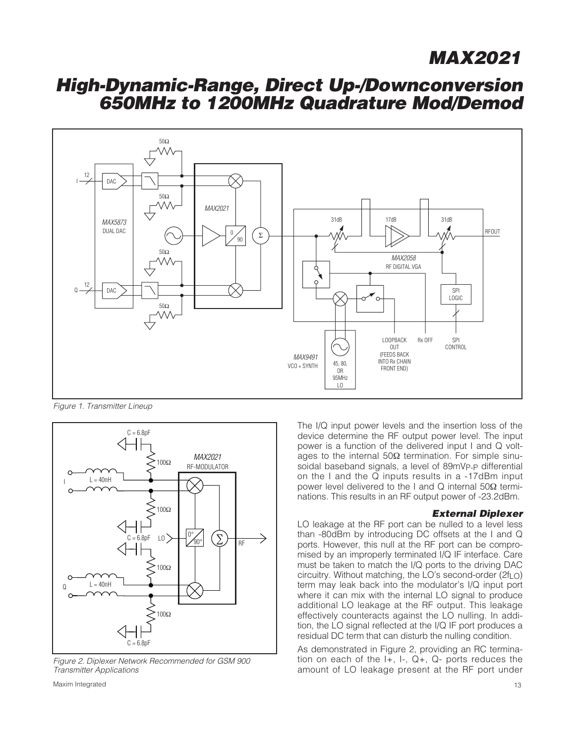Figure 1. Transmitter Lineup

Figure 2. Diplexer Network Recommended for GSM 900 Transmitter Applications

The I/Q input power levels and the insertion loss of the device determine the RF output power level. The input power is a function of the delivered input I and Q voltages to the internal 50Ω termination. For simple sinusoidal baseband signals, a level of 89mV$_{P-P}$ differential on the I and the Q inputs results in a -17dBm input power level delivered to the I and Q internal 50Ω terminations. This results in an RF output power of -23.2dBm.

### External Diplexer

LO leakage at the RF port can be nulled to a level less than -80dBm by introducing DC offsets at the I and Q ports. However, this null at the RF port can be compromised by an improperly terminated I/Q IF interface. Care must be taken to match the I/Q ports to the driving DAC circuitry. Without matching, the LO's second-order ($2f_{LO}$) term may leak back into the modulator's I/Q input port where it can mix with the internal LO signal to produce additional LO leakage at the RF output. This leakage effectively counteracts against the LO nulling. In addition, the LO signal reflected at the I/Q IF port produces a residual DC term that can disturb the nulling condition.

As demonstrated in Figure 2, providing an RC termination on each of the I+, I-, Q+, Q- ports reduces the amount of LO leakage present at the RF port under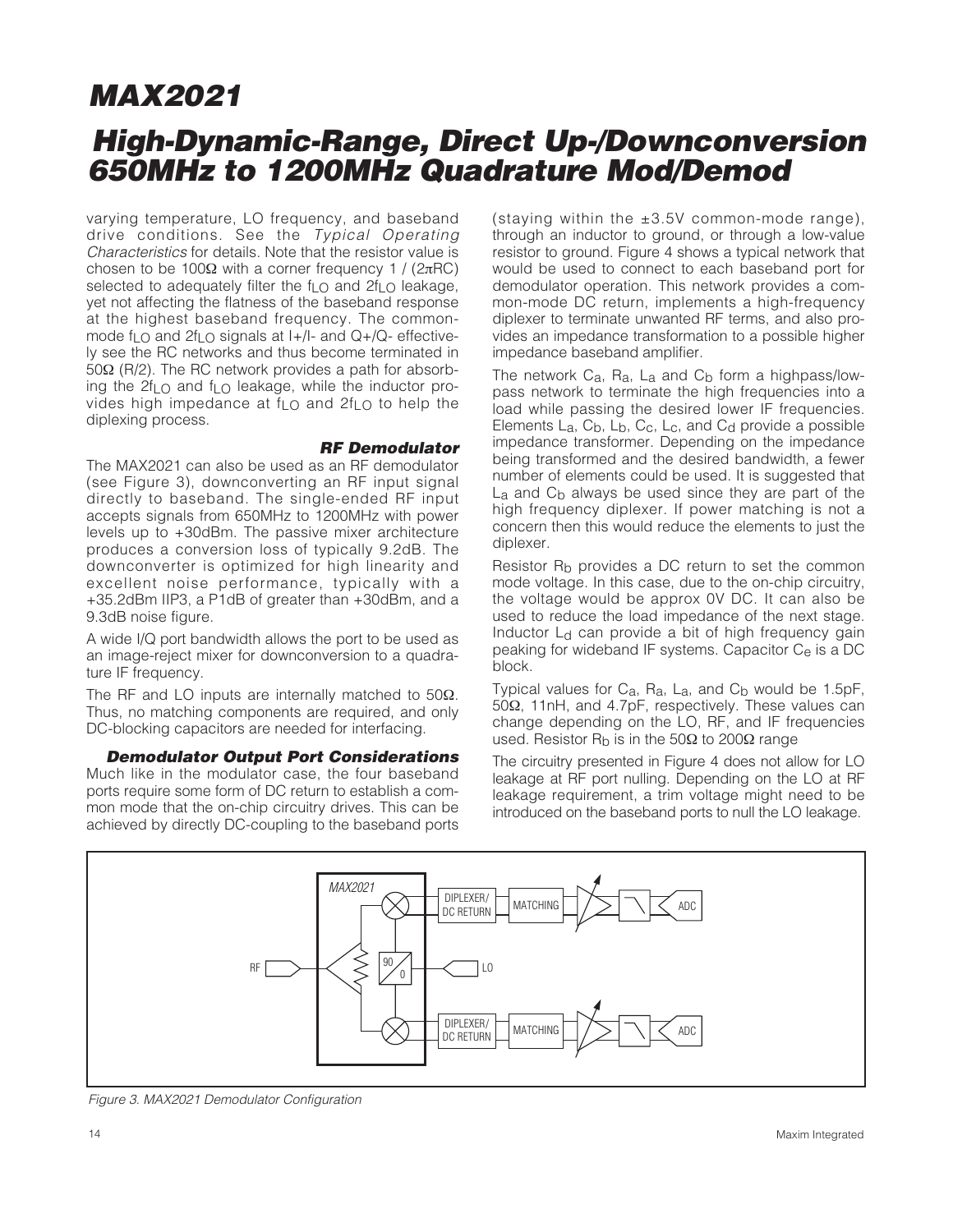varying temperature, LO frequency, and baseband drive conditions. See the *Typical Operating Characteristics* for details. Note that the resistor value is chosen to be 100Ω with a corner frequency $1 / (2\pi RC)$ selected to adequately filter the $f_{LO}$ and $2f_{LO}$ leakage, yet not affecting the flatness of the baseband response at the highest baseband frequency. The common-mode $f_{LO}$ and $2f_{LO}$ signals at I+/I- and Q+/Q- effectively see the RC networks and thus become terminated in 50Ω (R/2). The RC network provides a path for absorbing the $2f_{LO}$ and $f_{LO}$ leakage, while the inductor provides high impedance at $f_{LO}$ and $2f_{LO}$ to help the diplexing process.

### RF Demodulator

The MAX2021 can also be used as an RF demodulator (see Figure 3), downconverting an RF input signal directly to baseband. The single-ended RF input accepts signals from 650MHz to 1200MHz with power levels up to +30dBm. The passive mixer architecture produces a conversion loss of typically 9.2dB. The downconverter is optimized for high linearity and excellent noise performance, typically with a +35.2dBm IIP3, a P1dB of greater than +30dBm, and a 9.3dB noise figure.

A wide I/Q port bandwidth allows the port to be used as an image-reject mixer for downconversion to a quadrature IF frequency.

The RF and LO inputs are internally matched to 50Ω. Thus, no matching components are required, and only DC-blocking capacitors are needed for interfacing.

### Demodulator Output Port Considerations

Much like in the modulator case, the four baseband ports require some form of DC return to establish a common mode that the on-chip circuitry drives. This can be achieved by directly DC-coupling to the baseband ports (staying within the ±3.5V common-mode range), through an inductor to ground, or through a low-value resistor to ground. Figure 4 shows a typical network that would be used to connect to each baseband port for demodulator operation. This network provides a common-mode DC return, implements a high-frequency diplexer to terminate unwanted RF terms, and also provides an impedance transformation to a possible higher impedance baseband amplifier.

The network $C_a$, $R_a$, $L_a$ and $C_b$ form a highpass/lowpass network to terminate the high frequencies into a load while passing the desired lower IF frequencies. Elements $L_a$, $C_b$, $L_b$, $C_c$, $L_c$, and $C_d$ provide a possible impedance transformer. Depending on the impedance being transformed and the desired bandwidth, a fewer number of elements could be used. It is suggested that $L_a$ and $C_b$ always be used since they are part of the high frequency diplexer. If power matching is not a concern then this would reduce the elements to just the diplexer.

Resistor $R_b$ provides a DC return to set the common mode voltage. In this case, due to the on-chip circuitry, the voltage would be approx 0V DC. It can also be used to reduce the load impedance of the next stage. Inductor $L_d$ can provide a bit of high frequency gain peaking for wideband IF systems. Capacitor $C_e$ is a DC block.

Typical values for $C_a$, $R_a$, $L_a$, and $C_b$ would be 1.5pF, 50Ω, 11nH, and 4.7pF, respectively. These values can change depending on the LO, RF, and IF frequencies used. Resistor $R_b$ is in the 50Ω to 200Ω range

The circuitry presented in Figure 4 does not allow for LO leakage at RF port nulling. Depending on the LO at RF leakage requirement, a trim voltage might need to be introduced on the baseband ports to null the LO leakage.

*Figure 3. MAX2021 Demodulator Configuration*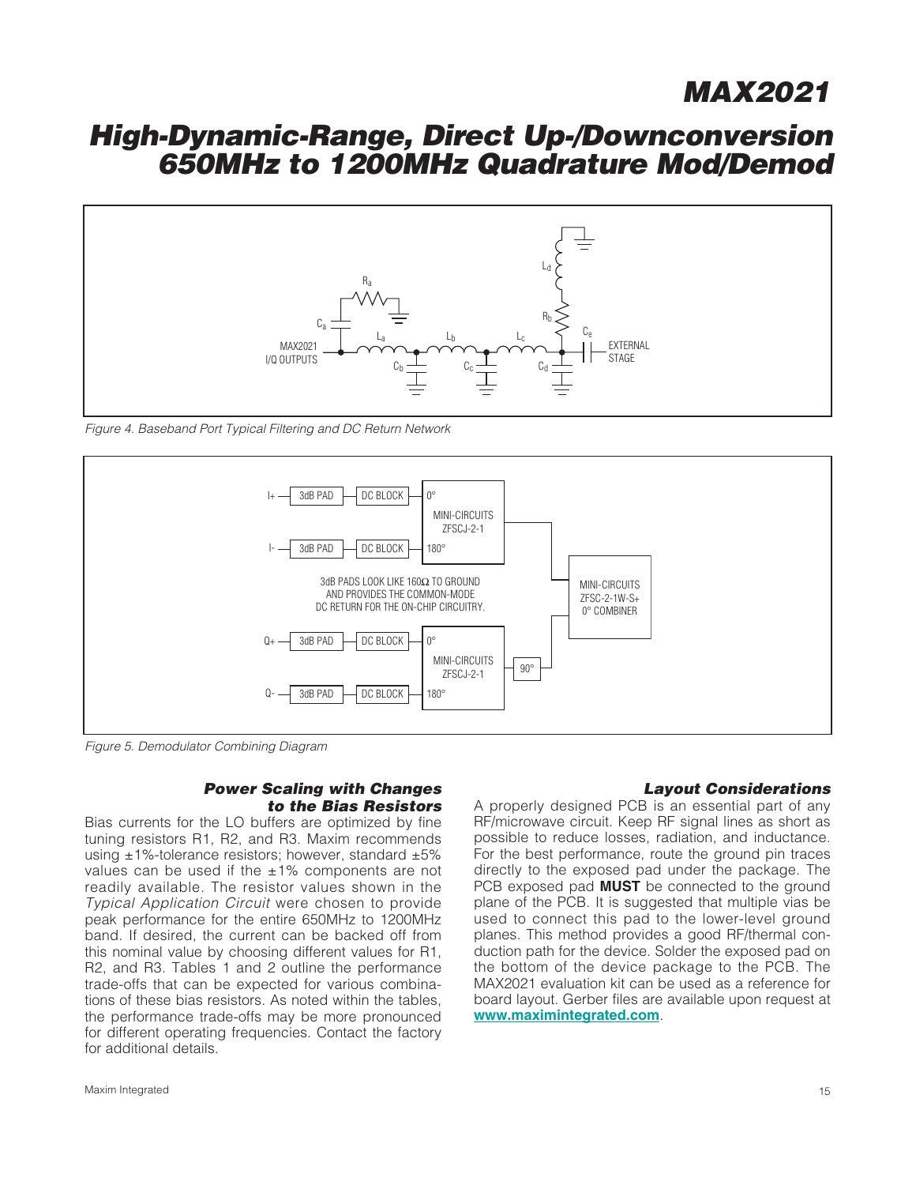Figure 4. Baseband Port Typical Filtering and DC Return Network

Figure 5. Demodulator Combining Diagram

### Power Scaling with Changes to the Bias Resistors

Bias currents for the LO buffers are optimized by fine tuning resistors R1, R2, and R3. Maxim recommends using ±1%-tolerance resistors; however, standard ±5% values can be used if the ±1% components are not readily available. The resistor values shown in the *Typical Application Circuit* were chosen to provide peak performance for the entire 650MHz to 1200MHz band. If desired, the current can be backed off from this nominal value by choosing different values for R1, R2, and R3. Tables 1 and 2 outline the performance trade-offs that can be expected for various combinations of these bias resistors. As noted within the tables, the performance trade-offs may be more pronounced for different operating frequencies. Contact the factory for additional details.

### Layout Considerations

A properly designed PCB is an essential part of any RF/microwave circuit. Keep RF signal lines as short as possible to reduce losses, radiation, and inductance. For the best performance, route the ground pin traces directly to the exposed pad under the package. The PCB exposed pad **MUST** be connected to the ground plane of the PCB. It is suggested that multiple vias be used to connect this pad to the lower-level ground planes. This method provides a good RF/thermal conduction path for the device. Solder the exposed pad on the bottom of the device package to the PCB. The MAX2021 evaluation kit can be used as a reference for board layout. Gerber files are available upon request at **www.maximintegrated.com**.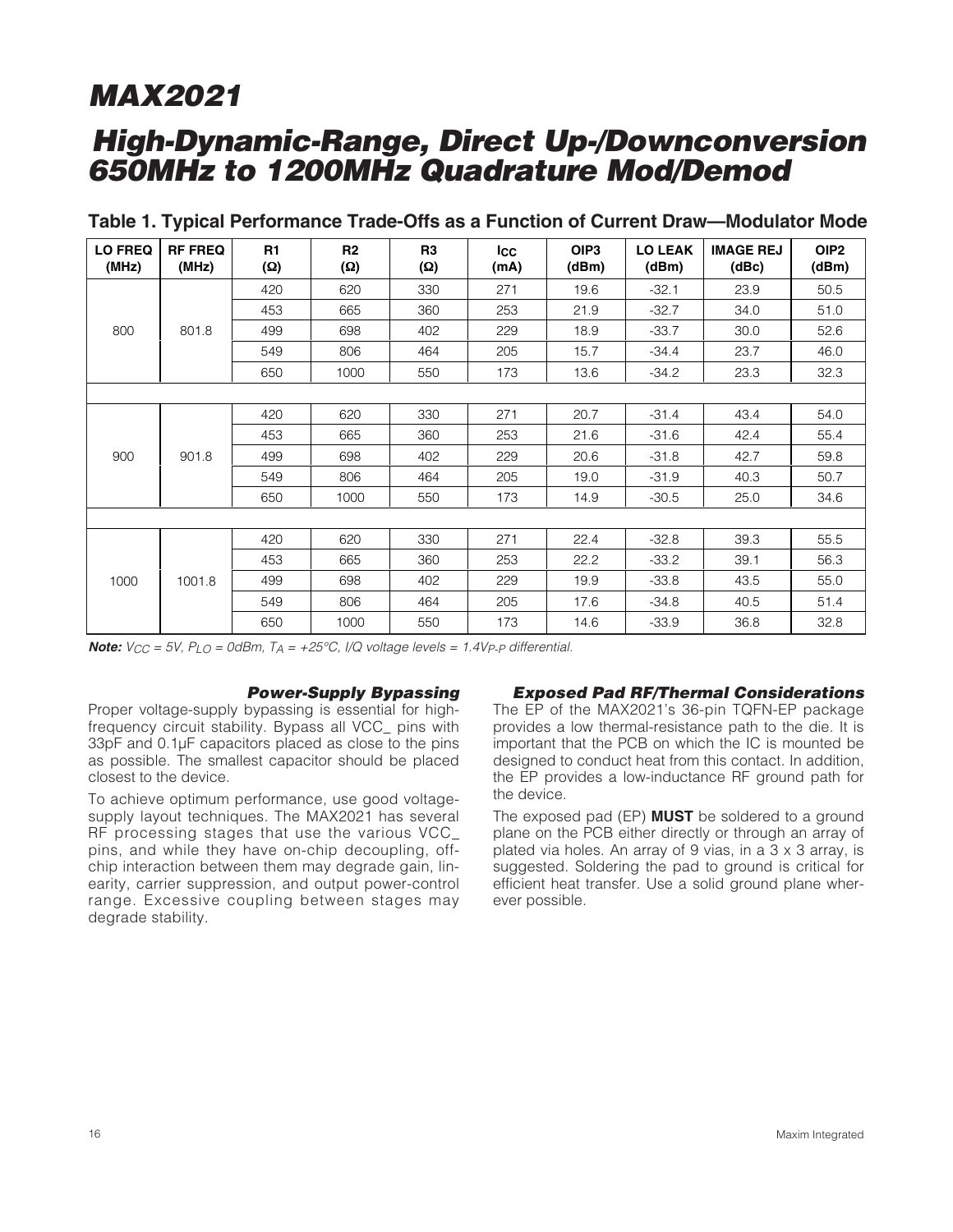# MAX2021

## High-Dynamic-Range, Direct Up-/Downconversion 650MHz to 1200MHz Quadrature Mod/Demod

### Table 1. Typical Performance Trade-Offs as a Function of Current Draw—Modulator Mode

| LO FREQ (MHz) | RF FREQ (MHz) | R1 (Ω) | R2 (Ω) | R3 (Ω) | $I_{CC}$ (mA) | OIP3 (dBm) | LO LEAK (dBm) | IMAGE REJ (dBc) | OIP2 (dBm) |
|---|---|---|---|---|---|---|---|---|---|
| 800 | 801.8 | 420 | 620 | 330 | 271 | 19.6 | -32.1 | 23.9 | 50.5 |
| | | 453 | 665 | 360 | 253 | 21.9 | -32.7 | 34.0 | 51.0 |
| | | 499 | 698 | 402 | 229 | 18.9 | -33.7 | 30.0 | 52.6 |
| | | 549 | 806 | 464 | 205 | 15.7 | -34.4 | 23.7 | 46.0 |
| | | 650 | 1000 | 550 | 173 | 13.6 | -34.2 | 23.3 | 32.3 |
| 900 | 901.8 | 420 | 620 | 330 | 271 | 20.7 | -31.4 | 43.4 | 54.0 |
| | | 453 | 665 | 360 | 253 | 21.6 | -31.6 | 42.4 | 55.4 |
| | | 499 | 698 | 402 | 229 | 20.6 | -31.8 | 42.7 | 59.8 |
| | | 549 | 806 | 464 | 205 | 19.0 | -31.9 | 40.3 | 50.7 |
| | | 650 | 1000 | 550 | 173 | 14.9 | -30.5 | 25.0 | 34.6 |
| 1000 | 1001.8 | 420 | 620 | 330 | 271 | 22.4 | -32.8 | 39.3 | 55.5 |
| | | 453 | 665 | 360 | 253 | 22.2 | -33.2 | 39.1 | 56.3 |
| | | 499 | 698 | 402 | 229 | 19.9 | -33.8 | 43.5 | 55.0 |
| | | 549 | 806 | 464 | 205 | 17.6 | -34.8 | 40.5 | 51.4 |
| | | 650 | 1000 | 550 | 173 | 14.6 | -33.9 | 36.8 | 32.8 |

***Note:*** *$V_{CC}$ = 5V, $P_{LO}$ = 0dBm, $T_A$ = +25°C, I/Q voltage levels = 1.4$V_{P-P}$ differential.*

### Power-Supply Bypassing

Proper voltage-supply bypassing is essential for high-frequency circuit stability. Bypass all VCC_ pins with 33pF and 0.1µF capacitors placed as close to the pins as possible. The smallest capacitor should be placed closest to the device.

To achieve optimum performance, use good voltage-supply layout techniques. The MAX2021 has several RF processing stages that use the various VCC_ pins, and while they have on-chip decoupling, off-chip interaction between them may degrade gain, linearity, carrier suppression, and output power-control range. Excessive coupling between stages may degrade stability.

### Exposed Pad RF/Thermal Considerations

The EP of the MAX2021's 36-pin TQFN-EP package provides a low thermal-resistance path to the die. It is important that the PCB on which the IC is mounted be designed to conduct heat from this contact. In addition, the EP provides a low-inductance RF ground path for the device.

The exposed pad (EP) **MUST** be soldered to a ground plane on the PCB either directly or through an array of plated via holes. An array of 9 vias, in a 3 x 3 array, is suggested. Soldering the pad to ground is critical for efficient heat transfer. Use a solid ground plane wherever possible.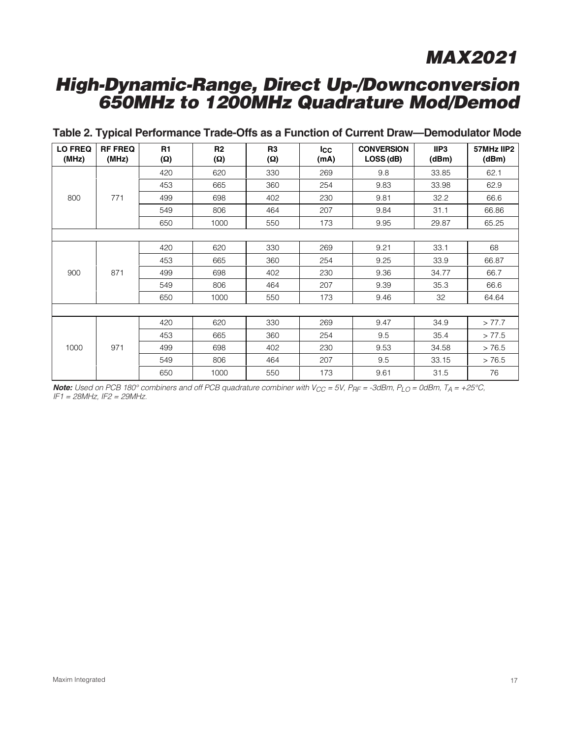## Table 2. Typical Performance Trade-Offs as a Function of Current Draw—Demodulator Mode

| LO FREQ (MHz) | RF FREQ (MHz) | R1 (Ω) | R2 (Ω) | R3 (Ω) | $I_{CC}$ (mA) | CONVERSION LOSS (dB) | IIP3 (dBm) | 57MHz IIP2 (dBm) |
|---|---|---|---|---|---|---|---|---|
| 800 | 771 | 420 | 620 | 330 | 269 | 9.8 | 33.85 | 62.1 |
| | | 453 | 665 | 360 | 254 | 9.83 | 33.98 | 62.9 |
| | | 499 | 698 | 402 | 230 | 9.81 | 32.2 | 66.6 |
| | | 549 | 806 | 464 | 207 | 9.84 | 31.1 | 66.86 |
| | | 650 | 1000 | 550 | 173 | 9.95 | 29.87 | 65.25 |
| | | | | | | | | |
| 900 | 871 | 420 | 620 | 330 | 269 | 9.21 | 33.1 | 68 |
| | | 453 | 665 | 360 | 254 | 9.25 | 33.9 | 66.87 |
| | | 499 | 698 | 402 | 230 | 9.36 | 34.77 | 66.7 |
| | | 549 | 806 | 464 | 207 | 9.39 | 35.3 | 66.6 |
| | | 650 | 1000 | 550 | 173 | 9.46 | 32 | 64.64 |
| | | | | | | | | |
| 1000 | 971 | 420 | 620 | 330 | 269 | 9.47 | 34.9 | > 77.7 |
| | | 453 | 665 | 360 | 254 | 9.5 | 35.4 | > 77.5 |
| | | 499 | 698 | 402 | 230 | 9.53 | 34.58 | > 76.5 |
| | | 549 | 806 | 464 | 207 | 9.5 | 33.15 | > 76.5 |
| | | 650 | 1000 | 550 | 173 | 9.61 | 31.5 | 76 |

***Note:*** *Used on PCB 180° combiners and off PCB quadrature combiner with $V_{CC}$ = 5V, $P_{RF}$ = -3dBm, $P_{LO}$ = 0dBm, $T_A$ = +25°C, IF1 = 28MHz, IF2 = 29MHz.*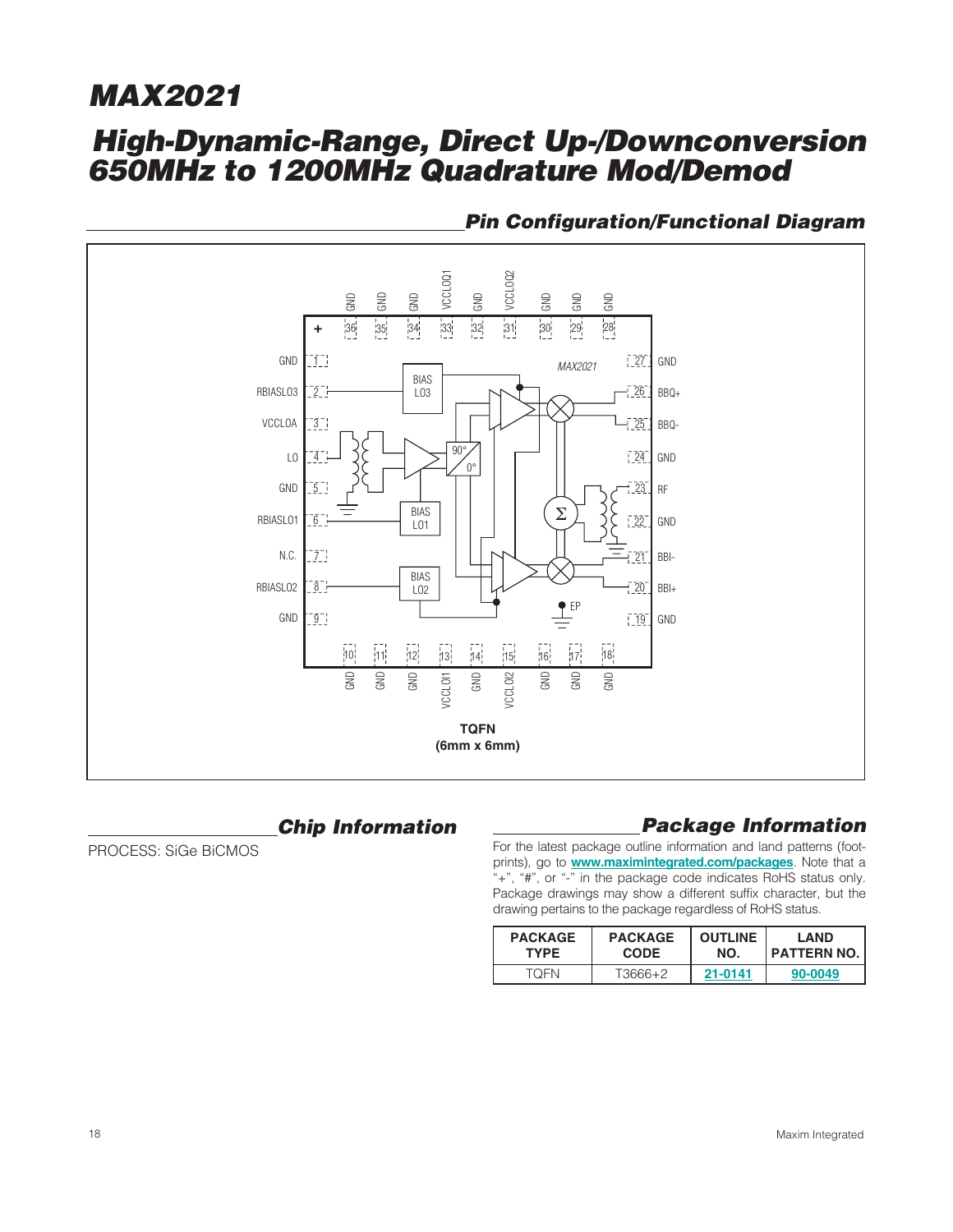## Pin Configuration/Functional Diagram

TQFN
(6mm x 6mm)

## Chip Information

PROCESS: SiGe BiCMOS

## Package Information

For the latest package outline information and land patterns (footprints), go to **www.maximintegrated.com/packages**. Note that a "+", "#", or "-" in the package code indicates RoHS status only. Package drawings may show a different suffix character, but the drawing pertains to the package regardless of RoHS status.

| PACKAGE TYPE | PACKAGE CODE | OUTLINE NO. | LAND PATTERN NO. |
|---|---|---|---|
| TQFN | T3666+2 | 21-0141 | 90-0049 |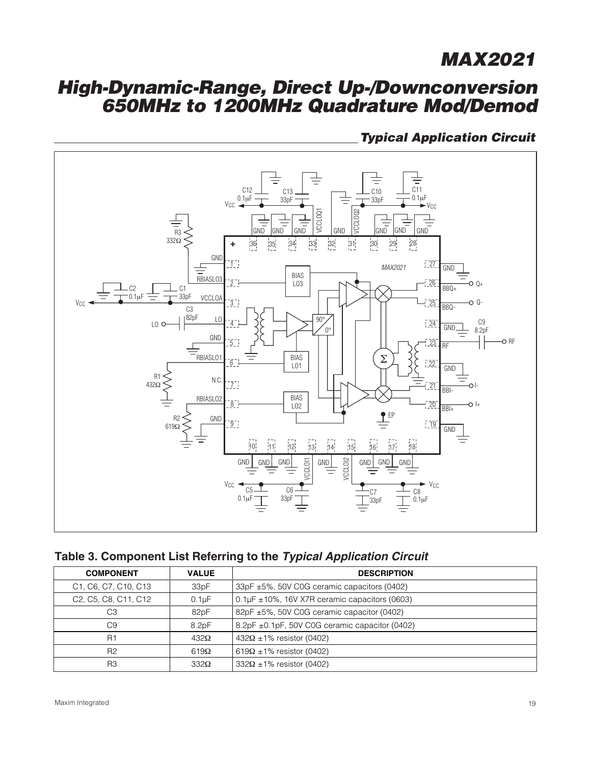## Typical Application Circuit

## Table 3. Component List Referring to the *Typical Application Circuit*

| COMPONENT | VALUE | DESCRIPTION |
|---|---|---|
| C1, C6, C7, C10, C13 | 33pF | 33pF ±5%, 50V C0G ceramic capacitors (0402) |
| C2, C5, C8, C11, C12 | 0.1µF | 0.1µF ±10%, 16V X7R ceramic capacitors (0603) |
| C3 | 82pF | 82pF ±5%, 50V C0G ceramic capacitor (0402) |
| C9 | 8.2pF | 8.2pF ±0.1pF, 50V C0G ceramic capacitor (0402) |
| R1 | 432Ω | 432Ω ±1% resistor (0402) |
| R2 | 619Ω | 619Ω ±1% resistor (0402) |
| R3 | 332Ω | 332Ω ±1% resistor (0402) |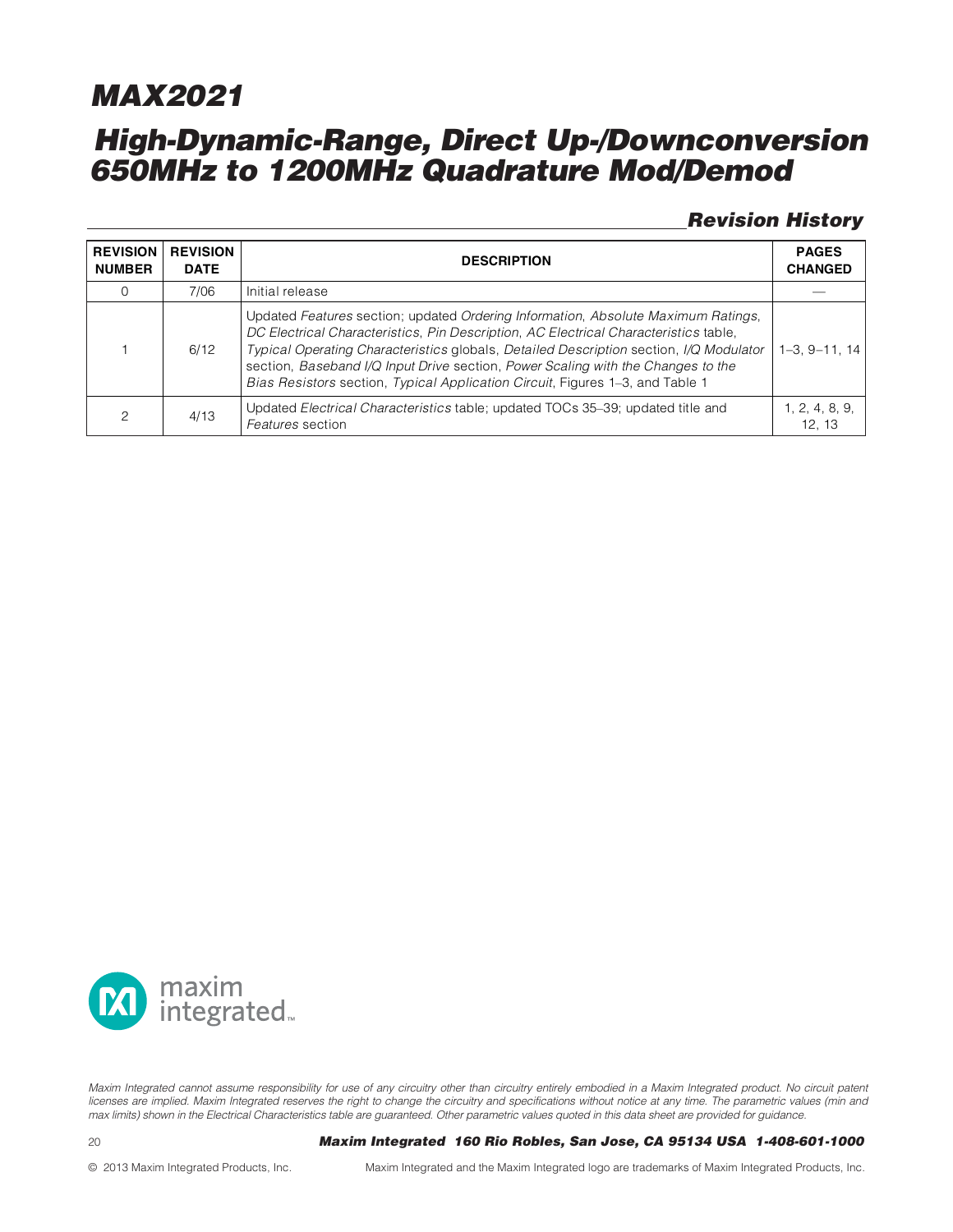# MAX2021

## High-Dynamic-Range, Direct Up-/Downconversion 650MHz to 1200MHz Quadrature Mod/Demod

### Revision History

| REVISION NUMBER | REVISION DATE | DESCRIPTION | PAGES CHANGED |
|---|---|---|---|
| 0 | 7/06 | Initial release | — |
| 1 | 6/12 | Updated *Features* section; updated *Ordering Information, Absolute Maximum Ratings, DC Electrical Characteristics, Pin Description, AC Electrical Characteristics* table, *Typical Operating Characteristics* globals, *Detailed Description* section, *I/Q Modulator* section, *Baseband I/Q Input Drive* section, *Power Scaling with the Changes to the Bias Resistors* section, *Typical Application Circuit*, Figures 1–3, and Table 1 | 1–3, 9–11, 14 |
| 2 | 4/13 | Updated *Electrical Characteristics* table; updated TOCs 35–39; updated title and *Features* section | 1, 2, 4, 8, 9, 12, 13 |

maxim integrated

*Maxim Integrated cannot assume responsibility for use of any circuitry other than circuitry entirely embodied in a Maxim Integrated product. No circuit patent licenses are implied. Maxim Integrated reserves the right to change the circuitry and specifications without notice at any time. The parametric values (min and max limits) shown in the Electrical Characteristics table are guaranteed. Other parametric values quoted in this data sheet are provided for guidance.*

***Maxim Integrated 160 Rio Robles, San Jose, CA 95134 USA 1-408-601-1000***

© 2013 Maxim Integrated Products, Inc. Maxim Integrated and the Maxim Integrated logo are trademarks of Maxim Integrated Products, Inc.